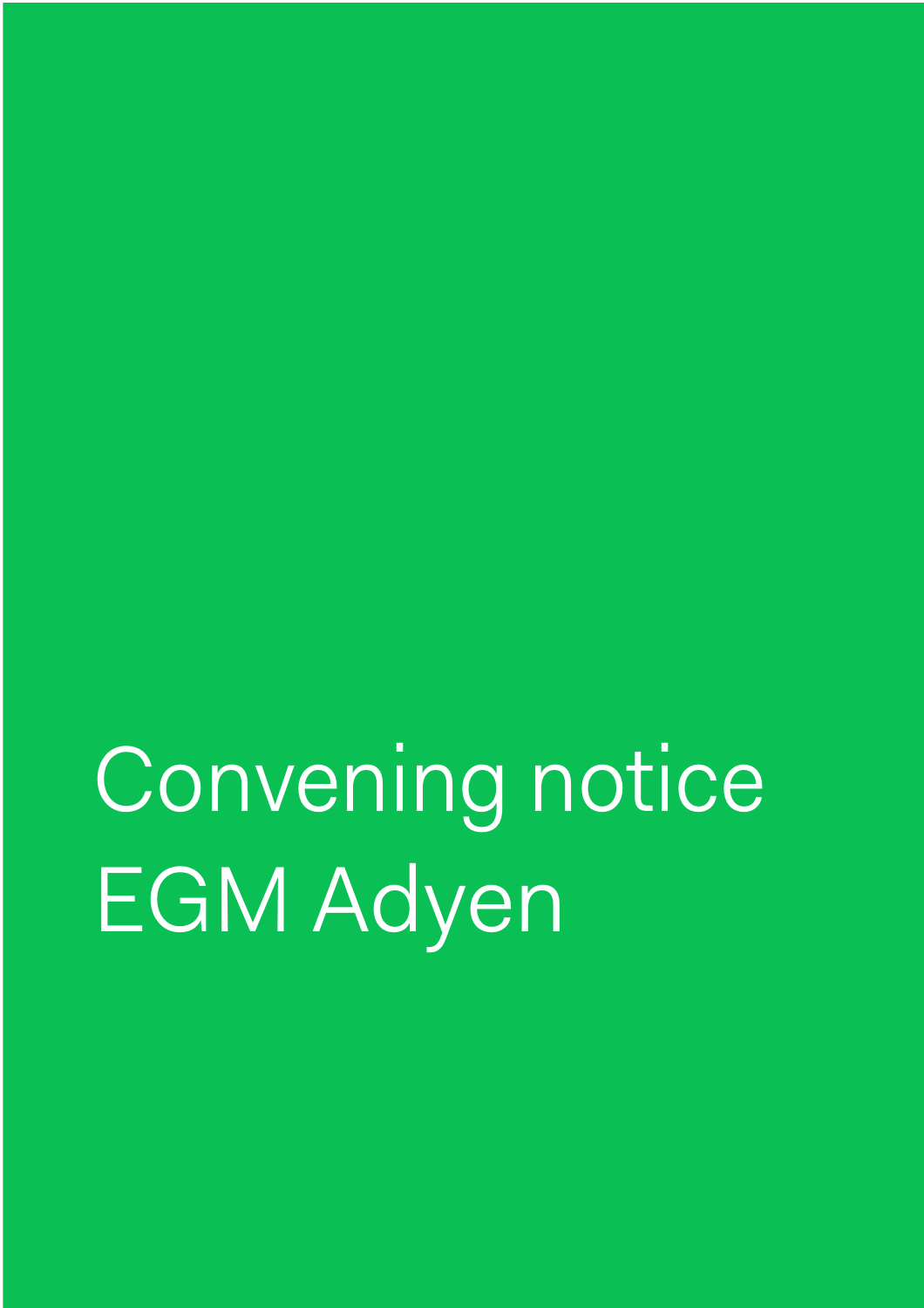# Convening notice EGM Adyen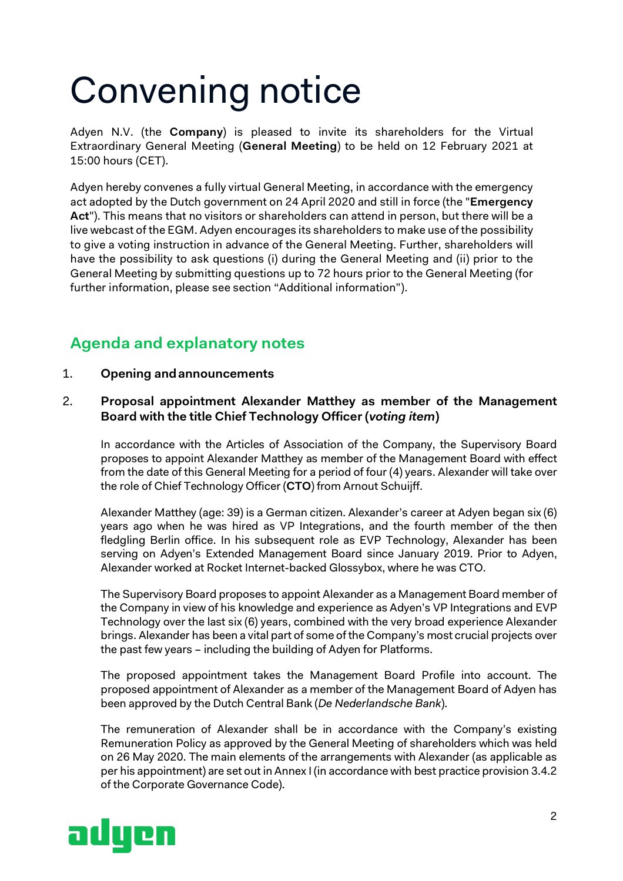# Convening notice

Adyen N.V. (the **Company**) is pleased to invite its shareholders for the Virtual Extraordinary General Meeting (**General Meeting**) to be held on 12 February 2021 at 15:00 hours (CET).

Adyen hereby convenes a fully virtual General Meeting, in accordance with the emergency act adopted by the Dutch government on 24 April 2020 and still in force (the "**Emergency Act**"). This means that no visitors or shareholders can attend in person, but there will be a live webcast of the EGM. Adyen encourages its shareholders to make use of the possibility to give a voting instruction in advance of the General Meeting. Further, shareholders will have the possibility to ask questions (i) during the General Meeting and (ii) prior to the General Meeting by submitting questions up to 72 hours prior to the General Meeting (for further information, please see section "Additional information").

## Agenda and explanatory notes

1. **Opening and announcements**

2. **Proposal appointment Alexander Matthey as member of the Management Board with the title Chief Technology Officer (*voting item*)**

   In accordance with the Articles of Association of the Company, the Supervisory Board proposes to appoint Alexander Matthey as member of the Management Board with effect from the date of this General Meeting for a period of four (4) years. Alexander will take over the role of Chief Technology Officer (**CTO**) from Arnout Schuijff.

   Alexander Matthey (age: 39) is a German citizen. Alexander's career at Adyen began six (6) years ago when he was hired as VP Integrations, and the fourth member of the then fledgling Berlin office. In his subsequent role as EVP Technology, Alexander has been serving on Adyen's Extended Management Board since January 2019. Prior to Adyen, Alexander worked at Rocket Internet-backed Glossybox, where he was CTO.

   The Supervisory Board proposes to appoint Alexander as a Management Board member of the Company in view of his knowledge and experience as Adyen's VP Integrations and EVP Technology over the last six (6) years, combined with the very broad experience Alexander brings. Alexander has been a vital part of some of the Company's most crucial projects over the past few years – including the building of Adyen for Platforms.

   The proposed appointment takes the Management Board Profile into account. The proposed appointment of Alexander as a member of the Management Board of Adyen has been approved by the Dutch Central Bank (*De Nederlandsche Bank*).

   The remuneration of Alexander shall be in accordance with the Company's existing Remuneration Policy as approved by the General Meeting of shareholders which was held on 26 May 2020. The main elements of the arrangements with Alexander (as applicable as per his appointment) are set out in Annex I (in accordance with best practice provision 3.4.2 of the Corporate Governance Code).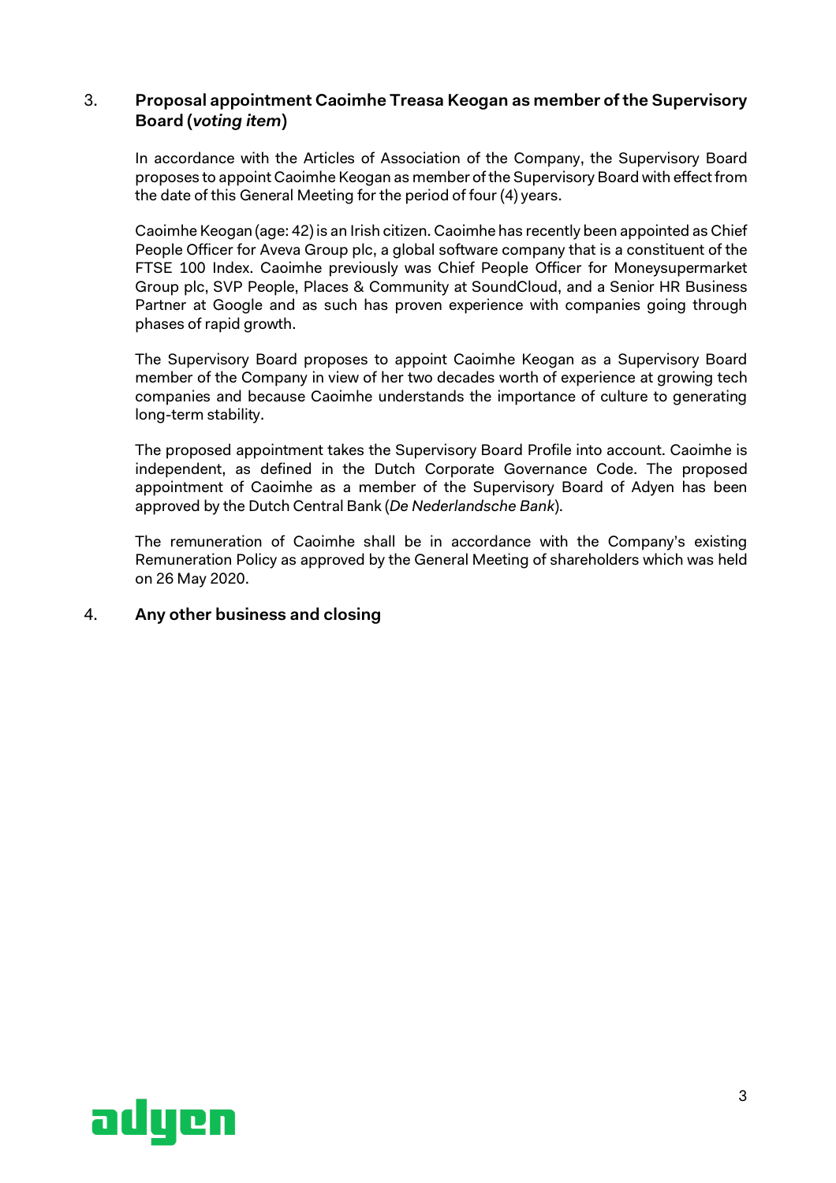3. **Proposal appointment Caoimhe Treasa Keogan as member of the Supervisory Board (*voting item*)**

   In accordance with the Articles of Association of the Company, the Supervisory Board proposes to appoint Caoimhe Keogan as member of the Supervisory Board with effect from the date of this General Meeting for the period of four (4) years.

   Caoimhe Keogan (age: 42) is an Irish citizen. Caoimhe has recently been appointed as Chief People Officer for Aveva Group plc, a global software company that is a constituent of the FTSE 100 Index. Caoimhe previously was Chief People Officer for Moneysupermarket Group plc, SVP People, Places & Community at SoundCloud, and a Senior HR Business Partner at Google and as such has proven experience with companies going through phases of rapid growth.

   The Supervisory Board proposes to appoint Caoimhe Keogan as a Supervisory Board member of the Company in view of her two decades worth of experience at growing tech companies and because Caoimhe understands the importance of culture to generating long-term stability.

   The proposed appointment takes the Supervisory Board Profile into account. Caoimhe is independent, as defined in the Dutch Corporate Governance Code. The proposed appointment of Caoimhe as a member of the Supervisory Board of Adyen has been approved by the Dutch Central Bank (*De Nederlandsche Bank*).

   The remuneration of Caoimhe shall be in accordance with the Company's existing Remuneration Policy as approved by the General Meeting of shareholders which was held on 26 May 2020.

4. **Any other business and closing**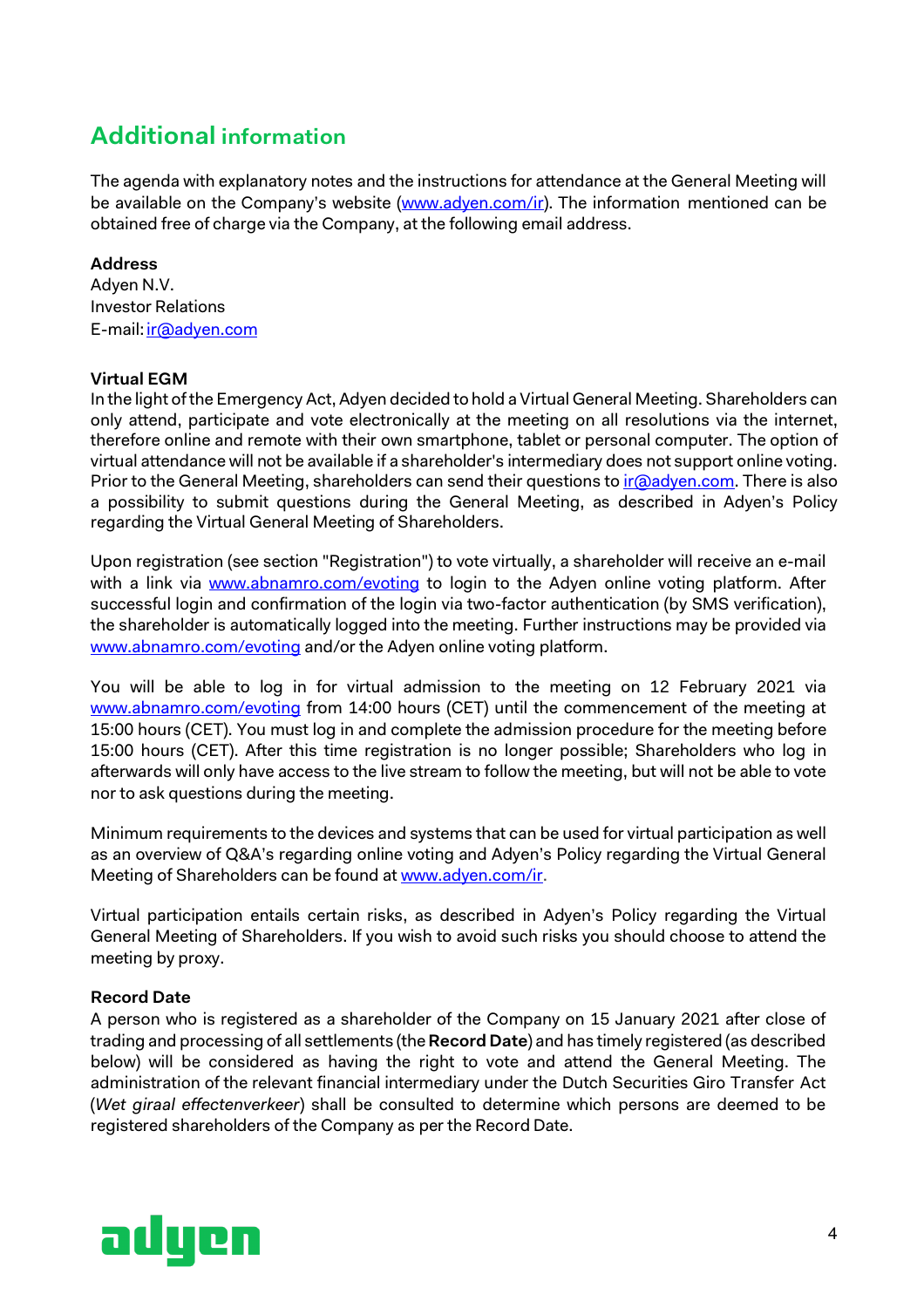## Additional information

The agenda with explanatory notes and the instructions for attendance at the General Meeting will be available on the Company's website (www.adyen.com/ir). The information mentioned can be obtained free of charge via the Company, at the following email address.

**Address**
Adyen N.V.
Investor Relations
E-mail: ir@adyen.com

**Virtual EGM**
In the light of the Emergency Act, Adyen decided to hold a Virtual General Meeting. Shareholders can only attend, participate and vote electronically at the meeting on all resolutions via the internet, therefore online and remote with their own smartphone, tablet or personal computer. The option of virtual attendance will not be available if a shareholder's intermediary does not support online voting. Prior to the General Meeting, shareholders can send their questions to ir@adyen.com. There is also a possibility to submit questions during the General Meeting, as described in Adyen's Policy regarding the Virtual General Meeting of Shareholders.

Upon registration (see section "Registration") to vote virtually, a shareholder will receive an e-mail with a link via www.abnamro.com/evoting to login to the Adyen online voting platform. After successful login and confirmation of the login via two-factor authentication (by SMS verification), the shareholder is automatically logged into the meeting. Further instructions may be provided via www.abnamro.com/evoting and/or the Adyen online voting platform.

You will be able to log in for virtual admission to the meeting on 12 February 2021 via www.abnamro.com/evoting from 14:00 hours (CET) until the commencement of the meeting at 15:00 hours (CET). You must log in and complete the admission procedure for the meeting before 15:00 hours (CET). After this time registration is no longer possible; Shareholders who log in afterwards will only have access to the live stream to follow the meeting, but will not be able to vote nor to ask questions during the meeting.

Minimum requirements to the devices and systems that can be used for virtual participation as well as an overview of Q&A's regarding online voting and Adyen's Policy regarding the Virtual General Meeting of Shareholders can be found at www.adyen.com/ir.

Virtual participation entails certain risks, as described in Adyen's Policy regarding the Virtual General Meeting of Shareholders. If you wish to avoid such risks you should choose to attend the meeting by proxy.

**Record Date**
A person who is registered as a shareholder of the Company on 15 January 2021 after close of trading and processing of all settlements (the **Record Date**) and has timely registered (as described below) will be considered as having the right to vote and attend the General Meeting. The administration of the relevant financial intermediary under the Dutch Securities Giro Transfer Act (*Wet giraal effectenverkeer*) shall be consulted to determine which persons are deemed to be registered shareholders of the Company as per the Record Date.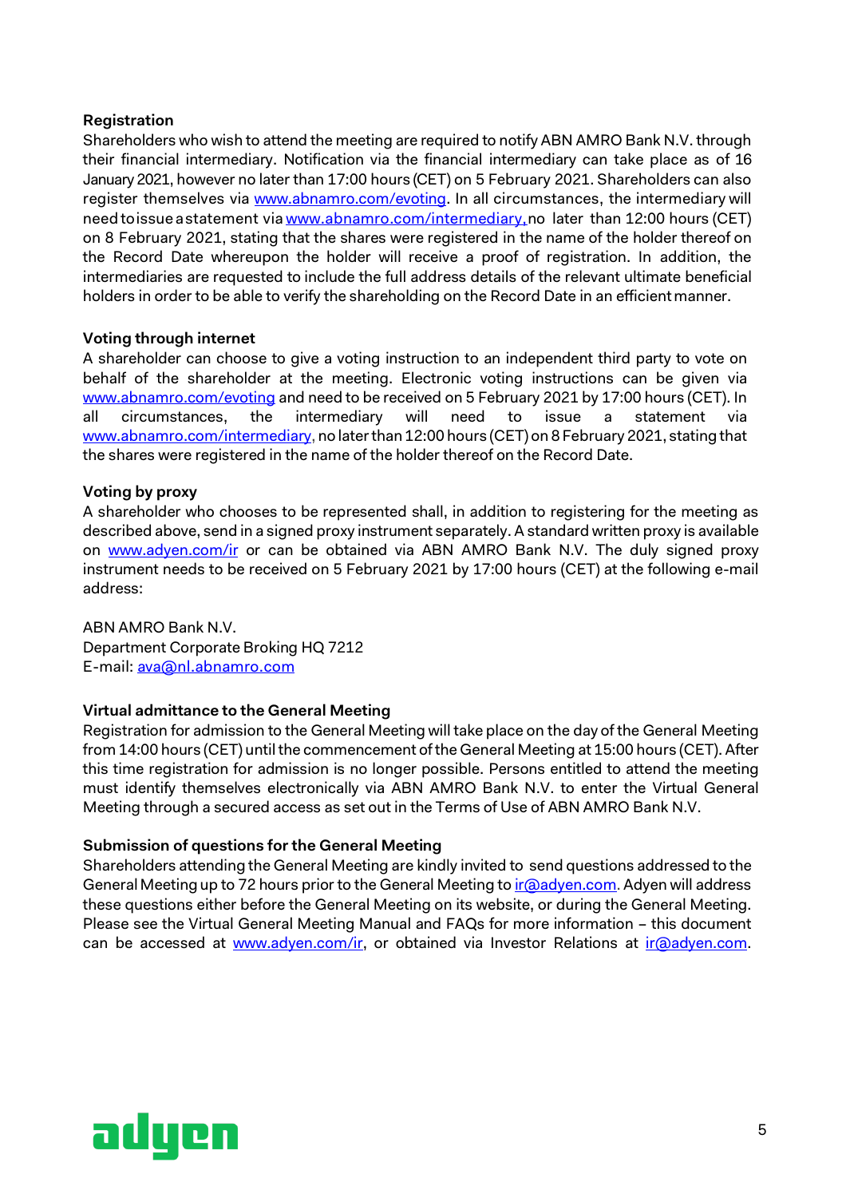**Registration**
Shareholders who wish to attend the meeting are required to notify ABN AMRO Bank N.V. through their financial intermediary. Notification via the financial intermediary can take place as of 16 January 2021, however no later than 17:00 hours (CET) on 5 February 2021. Shareholders can also register themselves via www.abnamro.com/evoting. In all circumstances, the intermediary will need to issue a statement via www.abnamro.com/intermediary, no later than 12:00 hours (CET) on 8 February 2021, stating that the shares were registered in the name of the holder thereof on the Record Date whereupon the holder will receive a proof of registration. In addition, the intermediaries are requested to include the full address details of the relevant ultimate beneficial holders in order to be able to verify the shareholding on the Record Date in an efficient manner.

**Voting through internet**
A shareholder can choose to give a voting instruction to an independent third party to vote on behalf of the shareholder at the meeting. Electronic voting instructions can be given via www.abnamro.com/evoting and need to be received on 5 February 2021 by 17:00 hours (CET). In all circumstances, the intermediary will need to issue a statement via www.abnamro.com/intermediary, no later than 12:00 hours (CET) on 8 February 2021, stating that the shares were registered in the name of the holder thereof on the Record Date.

**Voting by proxy**
A shareholder who chooses to be represented shall, in addition to registering for the meeting as described above, send in a signed proxy instrument separately. A standard written proxy is available on www.adyen.com/ir or can be obtained via ABN AMRO Bank N.V. The duly signed proxy instrument needs to be received on 5 February 2021 by 17:00 hours (CET) at the following e-mail address:

ABN AMRO Bank N.V.
Department Corporate Broking HQ 7212
E-mail: ava@nl.abnamro.com

**Virtual admittance to the General Meeting**
Registration for admission to the General Meeting will take place on the day of the General Meeting from 14:00 hours (CET) until the commencement of the General Meeting at 15:00 hours (CET). After this time registration for admission is no longer possible. Persons entitled to attend the meeting must identify themselves electronically via ABN AMRO Bank N.V. to enter the Virtual General Meeting through a secured access as set out in the Terms of Use of ABN AMRO Bank N.V.

**Submission of questions for the General Meeting**
Shareholders attending the General Meeting are kindly invited to send questions addressed to the General Meeting up to 72 hours prior to the General Meeting to ir@adyen.com. Adyen will address these questions either before the General Meeting on its website, or during the General Meeting. Please see the Virtual General Meeting Manual and FAQs for more information – this document can be accessed at www.adyen.com/ir, or obtained via Investor Relations at ir@adyen.com.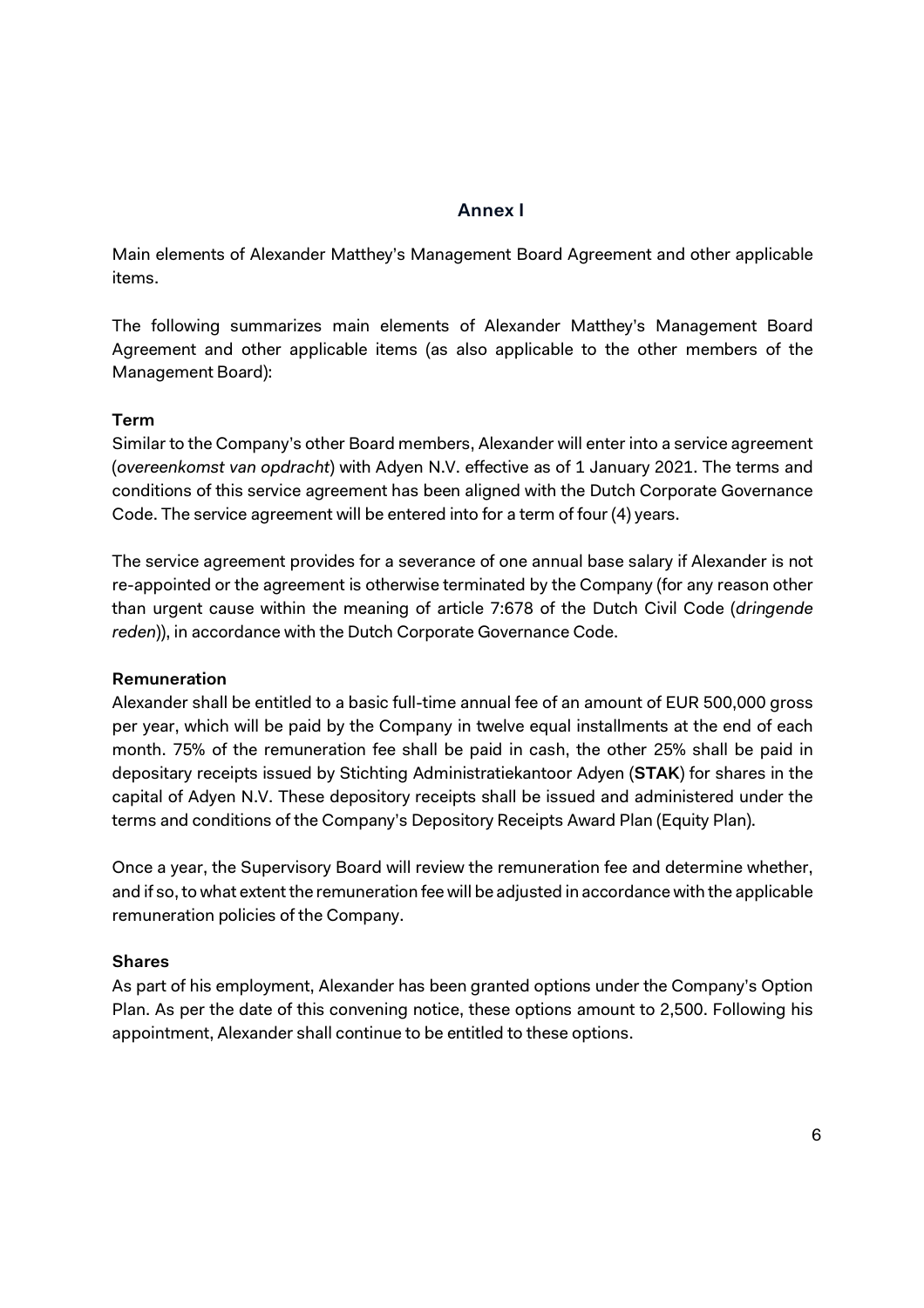## Annex I

Main elements of Alexander Matthey's Management Board Agreement and other applicable items.

The following summarizes main elements of Alexander Matthey's Management Board Agreement and other applicable items (as also applicable to the other members of the Management Board):

### Term

Similar to the Company's other Board members, Alexander will enter into a service agreement (*overeenkomst van opdracht*) with Adyen N.V. effective as of 1 January 2021. The terms and conditions of this service agreement has been aligned with the Dutch Corporate Governance Code. The service agreement will be entered into for a term of four (4) years.

The service agreement provides for a severance of one annual base salary if Alexander is not re-appointed or the agreement is otherwise terminated by the Company (for any reason other than urgent cause within the meaning of article 7:678 of the Dutch Civil Code (*dringende reden*)), in accordance with the Dutch Corporate Governance Code.

### Remuneration

Alexander shall be entitled to a basic full-time annual fee of an amount of EUR 500,000 gross per year, which will be paid by the Company in twelve equal installments at the end of each month. 75% of the remuneration fee shall be paid in cash, the other 25% shall be paid in depositary receipts issued by Stichting Administratiekantoor Adyen (**STAK**) for shares in the capital of Adyen N.V. These depository receipts shall be issued and administered under the terms and conditions of the Company's Depository Receipts Award Plan (Equity Plan).

Once a year, the Supervisory Board will review the remuneration fee and determine whether, and if so, to what extent the remuneration fee will be adjusted in accordance with the applicable remuneration policies of the Company.

### Shares

As part of his employment, Alexander has been granted options under the Company's Option Plan. As per the date of this convening notice, these options amount to 2,500. Following his appointment, Alexander shall continue to be entitled to these options.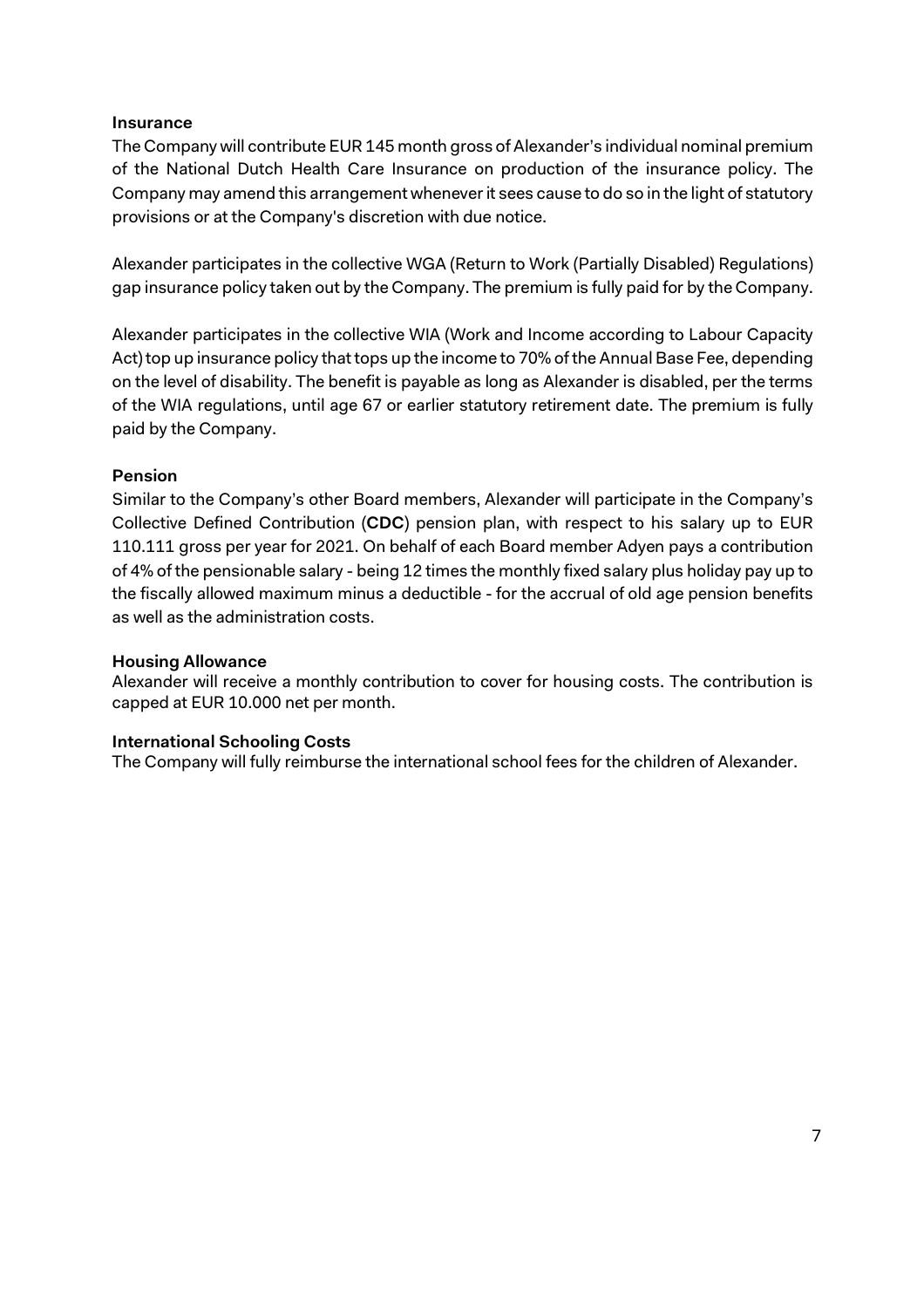**Insurance**

The Company will contribute EUR 145 month gross of Alexander's individual nominal premium of the National Dutch Health Care Insurance on production of the insurance policy. The Company may amend this arrangement whenever it sees cause to do so in the light of statutory provisions or at the Company's discretion with due notice.

Alexander participates in the collective WGA (Return to Work (Partially Disabled) Regulations) gap insurance policy taken out by the Company. The premium is fully paid for by the Company.

Alexander participates in the collective WIA (Work and Income according to Labour Capacity Act) top up insurance policy that tops up the income to 70% of the Annual Base Fee, depending on the level of disability. The benefit is payable as long as Alexander is disabled, per the terms of the WIA regulations, until age 67 or earlier statutory retirement date. The premium is fully paid by the Company.

**Pension**

Similar to the Company's other Board members, Alexander will participate in the Company's Collective Defined Contribution (**CDC**) pension plan, with respect to his salary up to EUR 110.111 gross per year for 2021. On behalf of each Board member Adyen pays a contribution of 4% of the pensionable salary - being 12 times the monthly fixed salary plus holiday pay up to the fiscally allowed maximum minus a deductible - for the accrual of old age pension benefits as well as the administration costs.

**Housing Allowance**

Alexander will receive a monthly contribution to cover for housing costs. The contribution is capped at EUR 10.000 net per month.

**International Schooling Costs**

The Company will fully reimburse the international school fees for the children of Alexander.